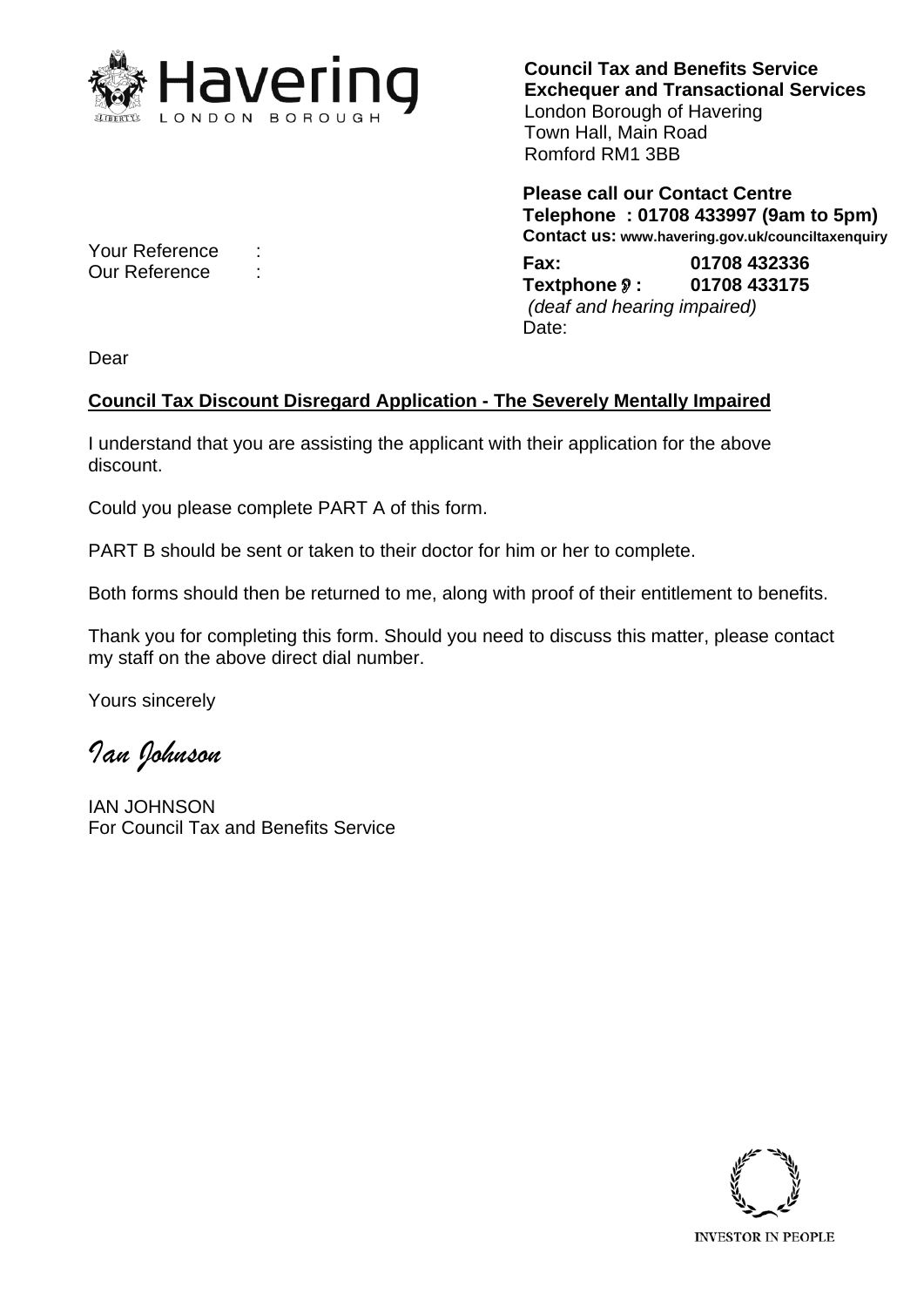Havering
LONDON BOROUGH

**Council Tax and Benefits Service**
**Exchequer and Transactional Services**
London Borough of Havering
Town Hall, Main Road
Romford RM1 3BB

**Please call our Contact Centre**
**Telephone : 01708 433997 (9am to 5pm)**
**Contact us: www.havering.gov.uk/counciltaxenquiry**

**Fax:** **01708 432336**
**Textphone :** **01708 433175**
*(deaf and hearing impaired)*
Date:

Your Reference :
Our Reference :

Dear

**Council Tax Discount Disregard Application - The Severely Mentally Impaired**

I understand that you are assisting the applicant with their application for the above discount.

Could you please complete PART A of this form.

PART B should be sent or taken to their doctor for him or her to complete.

Both forms should then be returned to me, along with proof of their entitlement to benefits.

Thank you for completing this form. Should you need to discuss this matter, please contact my staff on the above direct dial number.

Yours sincerely

*Ian Johnson*

IAN JOHNSON
For Council Tax and Benefits Service

INVESTOR IN PEOPLE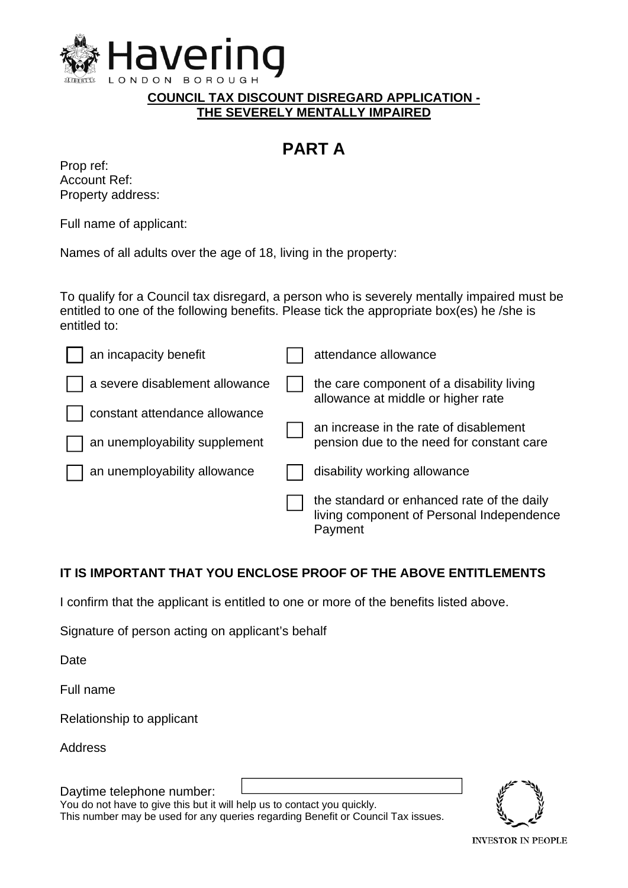Havering
LONDON BOROUGH

**COUNCIL TAX DISCOUNT DISREGARD APPLICATION -**
**THE SEVERELY MENTALLY IMPAIRED**

# PART A

Prop ref:
Account Ref:
Property address:

Full name of applicant:

Names of all adults over the age of 18, living in the property:

To qualify for a Council tax disregard, a person who is severely mentally impaired must be entitled to one of the following benefits. Please tick the appropriate box(es) he /she is entitled to:

- ☐ an incapacity benefit
- ☐ a severe disablement allowance
- ☐ constant attendance allowance
- ☐ an unemployability supplement
- ☐ an unemployability allowance
- ☐ attendance allowance
- ☐ the care component of a disability living allowance at middle or higher rate
- ☐ an increase in the rate of disablement pension due to the need for constant care
- ☐ disability working allowance
- ☐ the standard or enhanced rate of the daily living component of Personal Independence Payment

**IT IS IMPORTANT THAT YOU ENCLOSE PROOF OF THE ABOVE ENTITLEMENTS**

I confirm that the applicant is entitled to one or more of the benefits listed above.

Signature of person acting on applicant's behalf

Date

Full name

Relationship to applicant

Address

Daytime telephone number:
You do not have to give this but it will help us to contact you quickly.
This number may be used for any queries regarding Benefit or Council Tax issues.

INVESTOR IN PEOPLE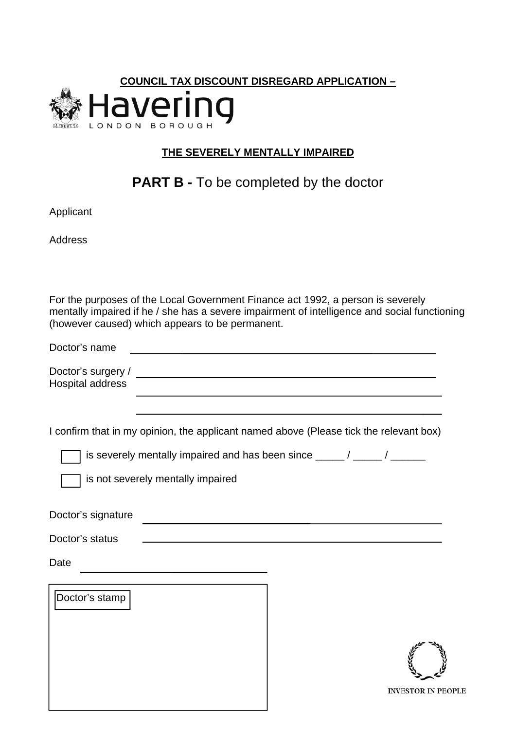**COUNCIL TAX DISCOUNT DISREGARD APPLICATION –**

Havering
LONDON BOROUGH

**THE SEVERELY MENTALLY IMPAIRED**

## **PART B -** To be completed by the doctor

Applicant

Address

For the purposes of the Local Government Finance act 1992, a person is severely mentally impaired if he / she has a severe impairment of intelligence and social functioning (however caused) which appears to be permanent.

Doctor's name ____________________________________________

Doctor's surgery / Hospital address ____________________________________________

____________________________________________

____________________________________________

I confirm that in my opinion, the applicant named above (Please tick the relevant box)

- ☐ is severely mentally impaired and has been since _____ / _____ / ______
- ☐ is not severely mentally impaired

Doctor's signature ____________________________________________

Doctor's status ____________________________________________

Date ______________________________

Doctor's stamp

INVESTOR IN PEOPLE